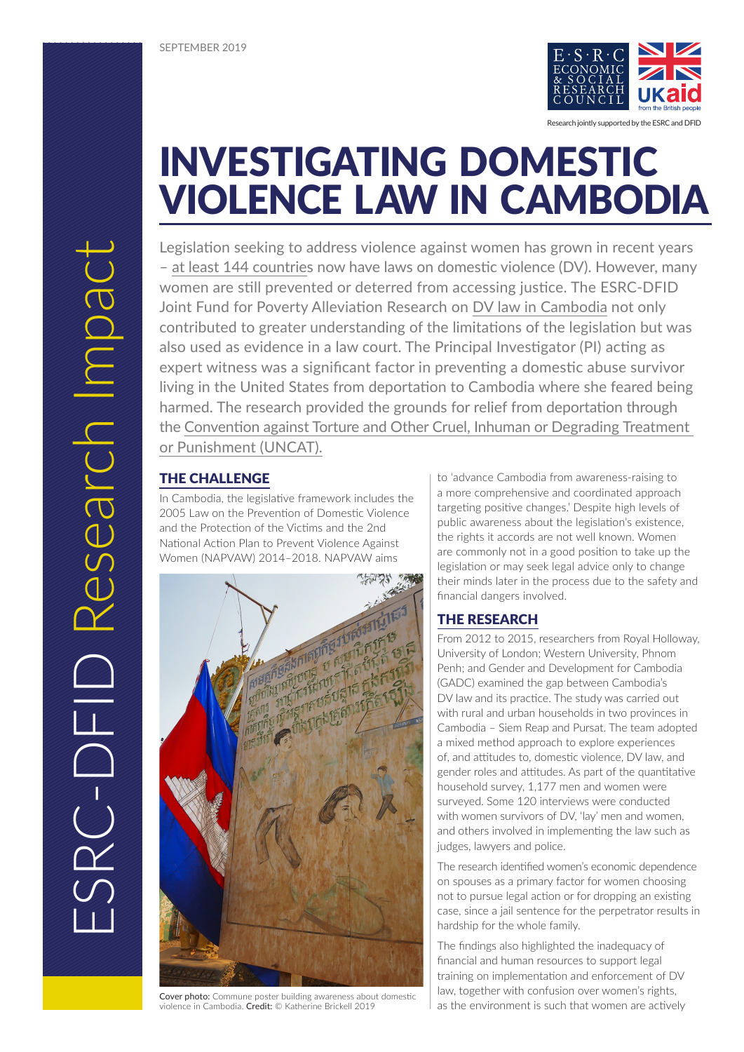SEPTEMBER 2019

Research jointly supported by the ESRC and DFID

# INVESTIGATING DOMESTIC VIOLENCE LAW IN CAMBODIA

Legislation seeking to address violence against women has grown in recent years – at least 144 countries now have laws on domestic violence (DV). However, many women are still prevented or deterred from accessing justice. The ESRC-DFID Joint Fund for Poverty Alleviation Research on DV law in Cambodia not only contributed to greater understanding of the limitations of the legislation but was also used as evidence in a law court. The Principal Investigator (PI) acting as expert witness was a significant factor in preventing a domestic abuse survivor living in the United States from deportation to Cambodia where she feared being harmed. The research provided the grounds for relief from deportation through the Convention against Torture and Other Cruel, Inhuman or Degrading Treatment or Punishment (UNCAT).

## THE CHALLENGE

In Cambodia, the legislative framework includes the 2005 Law on the Prevention of Domestic Violence and the Protection of the Victims and the 2nd National Action Plan to Prevent Violence Against Women (NAPVAW) 2014–2018. NAPVAW aims to 'advance Cambodia from awareness-raising to a more comprehensive and coordinated approach targeting positive changes.' Despite high levels of public awareness about the legislation's existence, the rights it accords are not well known. Women are commonly not in a good position to take up the legislation or may seek legal advice only to change their minds later in the process due to the safety and financial dangers involved.

**Cover photo:** Commune poster building awareness about domestic violence in Cambodia. **Credit:** © Katherine Brickell 2019

## THE RESEARCH

From 2012 to 2015, researchers from Royal Holloway, University of London; Western University, Phnom Penh; and Gender and Development for Cambodia (GADC) examined the gap between Cambodia's DV law and its practice. The study was carried out with rural and urban households in two provinces in Cambodia – Siem Reap and Pursat. The team adopted a mixed method approach to explore experiences of, and attitudes to, domestic violence, DV law, and gender roles and attitudes. As part of the quantitative household survey, 1,177 men and women were surveyed. Some 120 interviews were conducted with women survivors of DV, 'lay' men and women, and others involved in implementing the law such as judges, lawyers and police.

The research identified women's economic dependence on spouses as a primary factor for women choosing not to pursue legal action or for dropping an existing case, since a jail sentence for the perpetrator results in hardship for the whole family.

The findings also highlighted the inadequacy of financial and human resources to support legal training on implementation and enforcement of DV law, together with confusion over women's rights, as the environment is such that women are actively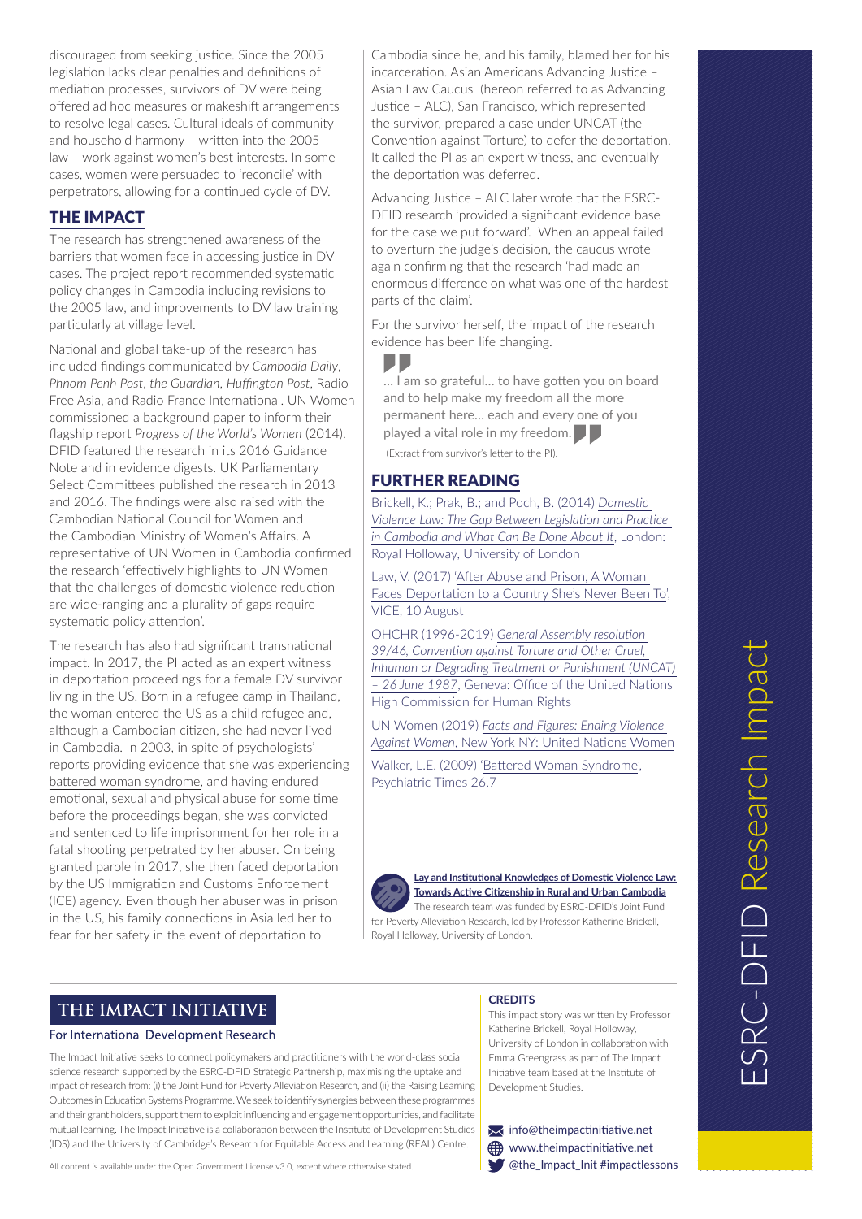discouraged from seeking justice. Since the 2005 legislation lacks clear penalties and definitions of mediation processes, survivors of DV were being offered ad hoc measures or makeshift arrangements to resolve legal cases. Cultural ideals of community and household harmony – written into the 2005 law – work against women's best interests. In some cases, women were persuaded to 'reconcile' with perpetrators, allowing for a continued cycle of DV.

## THE IMPACT

The research has strengthened awareness of the barriers that women face in accessing justice in DV cases. The project report recommended systematic policy changes in Cambodia including revisions to the 2005 law, and improvements to DV law training particularly at village level.

National and global take-up of the research has included findings communicated by *Cambodia Daily*, *Phnom Penh Post*, *the Guardian*, *Huffington Post*, Radio Free Asia, and Radio France International. UN Women commissioned a background paper to inform their flagship report *Progress of the World's Women* (2014). DFID featured the research in its 2016 Guidance Note and in evidence digests. UK Parliamentary Select Committees published the research in 2013 and 2016. The findings were also raised with the Cambodian National Council for Women and the Cambodian Ministry of Women's Affairs. A representative of UN Women in Cambodia confirmed the research 'effectively highlights to UN Women that the challenges of domestic violence reduction are wide-ranging and a plurality of gaps require systematic policy attention'.

The research has also had significant transnational impact. In 2017, the PI acted as an expert witness in deportation proceedings for a female DV survivor living in the US. Born in a refugee camp in Thailand, the woman entered the US as a child refugee and, although a Cambodian citizen, she had never lived in Cambodia. In 2003, in spite of psychologists' reports providing evidence that she was experiencing battered woman syndrome, and having endured emotional, sexual and physical abuse for some time before the proceedings began, she was convicted and sentenced to life imprisonment for her role in a fatal shooting perpetrated by her abuser. On being granted parole in 2017, she then faced deportation by the US Immigration and Customs Enforcement (ICE) agency. Even though her abuser was in prison in the US, his family connections in Asia led her to fear for her safety in the event of deportation to Cambodia since he, and his family, blamed her for his incarceration. Asian Americans Advancing Justice – Asian Law Caucus (hereon referred to as Advancing Justice – ALC), San Francisco, which represented the survivor, prepared a case under UNCAT (the Convention against Torture) to defer the deportation. It called the PI as an expert witness, and eventually the deportation was deferred.

Advancing Justice – ALC later wrote that the ESRC-DFID research 'provided a significant evidence base for the case we put forward'. When an appeal failed to overturn the judge's decision, the caucus wrote again confirming that the research 'had made an enormous difference on what was one of the hardest parts of the claim'.

For the survivor herself, the impact of the research evidence has been life changing.

> ... I am so grateful... to have gotten you on board and to help make my freedom all the more permanent here... each and every one of you played a vital role in my freedom.
>
> (Extract from survivor's letter to the PI).

## FURTHER READING

Brickell, K.; Prak, B.; and Poch, B. (2014) *Domestic Violence Law: The Gap Between Legislation and Practice in Cambodia and What Can Be Done About It*, London: Royal Holloway, University of London

Law, V. (2017) 'After Abuse and Prison, A Woman Faces Deportation to a Country She's Never Been To', VICE, 10 August

OHCHR (1996-2019) *General Assembly resolution 39/46, Convention against Torture and Other Cruel, Inhuman or Degrading Treatment or Punishment (UNCAT) – 26 June 1987*, Geneva: Office of the United Nations High Commission for Human Rights

UN Women (2019) *Facts and Figures: Ending Violence Against Women*, New York NY: United Nations Women

Walker, L.E. (2009) 'Battered Woman Syndrome', Psychiatric Times 26.7

**Lay and Institutional Knowledges of Domestic Violence Law: Towards Active Citizenship in Rural and Urban Cambodia**
The research team was funded by ESRC-DFID's Joint Fund for Poverty Alleviation Research, led by Professor Katherine Brickell, Royal Holloway, University of London.

**THE IMPACT INITIATIVE**
For International Development Research

The Impact Initiative seeks to connect policymakers and practitioners with the world-class social science research supported by the ESRC-DFID Strategic Partnership, maximising the uptake and impact of research from: (i) the Joint Fund for Poverty Alleviation Research, and (ii) the Raising Learning Outcomes in Education Systems Programme. We seek to identify synergies between these programmes and their grant holders, support them to exploit influencing and engagement opportunities, and facilitate mutual learning. The Impact Initiative is a collaboration between the Institute of Development Studies (IDS) and the University of Cambridge's Research for Equitable Access and Learning (REAL) Centre.

All content is available under the Open Government License v3.0, except where otherwise stated.

**CREDITS**

This impact story was written by Professor Katherine Brickell, Royal Holloway, University of London in collaboration with Emma Greengrass as part of The Impact Initiative team based at the Institute of Development Studies.

info@theimpactinitiative.net
www.theimpactinitiative.net
@the_Impact_Init #impactlessons

ESRC-DFID Research Impact